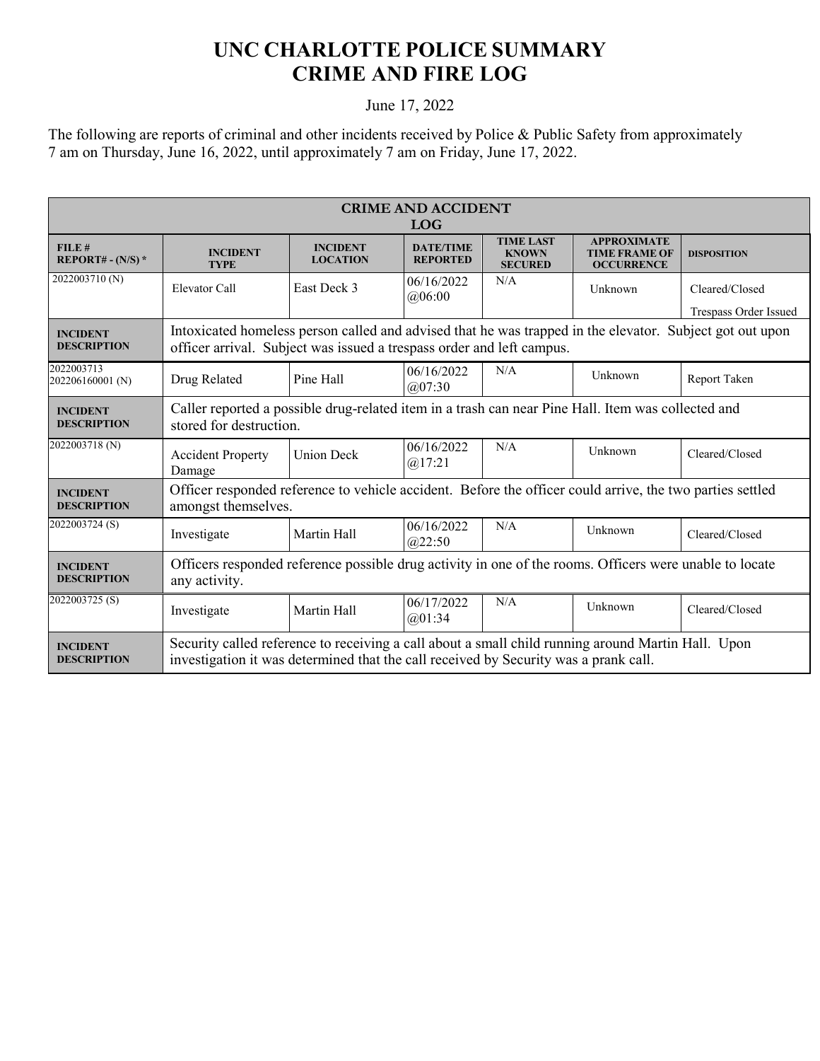# UNC CHARLOTTE POLICE SUMMARY
# CRIME AND FIRE LOG

June 17, 2022

The following are reports of criminal and other incidents received by Police & Public Safety from approximately 7 am on Thursday, June 16, 2022, until approximately 7 am on Friday, June 17, 2022.

| CRIME AND ACCIDENT LOG | | | | | | |
|---|---|---|---|---|---|---|
| **FILE # REPORT# - (N/S) \*** | **INCIDENT TYPE** | **INCIDENT LOCATION** | **DATE/TIME REPORTED** | **TIME LAST KNOWN SECURED** | **APPROXIMATE TIME FRAME OF OCCURRENCE** | **DISPOSITION** |
| 2022003710 (N) | Elevator Call | East Deck 3 | 06/16/2022 @06:00 | N/A | Unknown | Cleared/Closed Trespass Order Issued |
| **INCIDENT DESCRIPTION** | Intoxicated homeless person called and advised that he was trapped in the elevator. Subject got out upon officer arrival. Subject was issued a trespass order and left campus. | | | | | |
| 2022003713 202206160001 (N) | Drug Related | Pine Hall | 06/16/2022 @07:30 | N/A | Unknown | Report Taken |
| **INCIDENT DESCRIPTION** | Caller reported a possible drug-related item in a trash can near Pine Hall. Item was collected and stored for destruction. | | | | | |
| 2022003718 (N) | Accident Property Damage | Union Deck | 06/16/2022 @17:21 | N/A | Unknown | Cleared/Closed |
| **INCIDENT DESCRIPTION** | Officer responded reference to vehicle accident. Before the officer could arrive, the two parties settled amongst themselves. | | | | | |
| 2022003724 (S) | Investigate | Martin Hall | 06/16/2022 @22:50 | N/A | Unknown | Cleared/Closed |
| **INCIDENT DESCRIPTION** | Officers responded reference possible drug activity in one of the rooms. Officers were unable to locate any activity. | | | | | |
| 2022003725 (S) | Investigate | Martin Hall | 06/17/2022 @01:34 | N/A | Unknown | Cleared/Closed |
| **INCIDENT DESCRIPTION** | Security called reference to receiving a call about a small child running around Martin Hall. Upon investigation it was determined that the call received by Security was a prank call. | | | | | |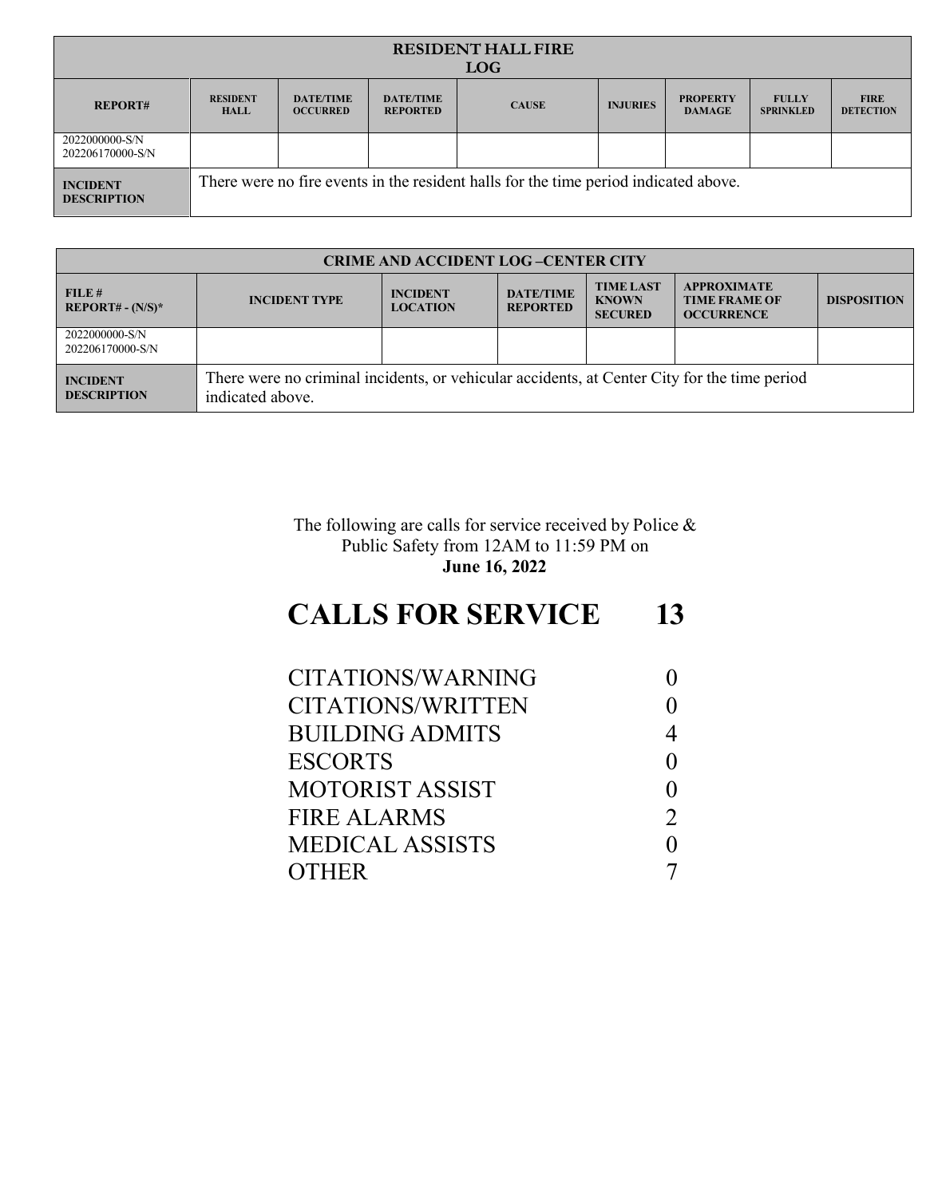| RESIDENT HALL FIRE LOG | | | | | | | | |
|---|---|---|---|---|---|---|---|---|
| **REPORT#** | **RESIDENT HALL** | **DATE/TIME OCCURRED** | **DATE/TIME REPORTED** | **CAUSE** | **INJURIES** | **PROPERTY DAMAGE** | **FULLY SPRINKLED** | **FIRE DETECTION** |
| 2022000000-S/N 202206170000-S/N | | | | | | | | |
| **INCIDENT DESCRIPTION** | There were no fire events in the resident halls for the time period indicated above. | | | | | | | |

| CRIME AND ACCIDENT LOG –CENTER CITY | | | | | | |
|---|---|---|---|---|---|---|
| **FILE # REPORT# - (N/S)*** | **INCIDENT TYPE** | **INCIDENT LOCATION** | **DATE/TIME REPORTED** | **TIME LAST KNOWN SECURED** | **APPROXIMATE TIME FRAME OF OCCURRENCE** | **DISPOSITION** |
| 2022000000-S/N 202206170000-S/N | | | | | | |
| **INCIDENT DESCRIPTION** | There were no criminal incidents, or vehicular accidents, at Center City for the time period indicated above. | | | | | |

The following are calls for service received by Police & Public Safety from 12AM to 11:59 PM on **June 16, 2022**

# CALLS FOR SERVICE 13

| | |
|---|---|
| CITATIONS/WARNING | 0 |
| CITATIONS/WRITTEN | 0 |
| BUILDING ADMITS | 4 |
| ESCORTS | 0 |
| MOTORIST ASSIST | 0 |
| FIRE ALARMS | 2 |
| MEDICAL ASSISTS | 0 |
| OTHER | 7 |